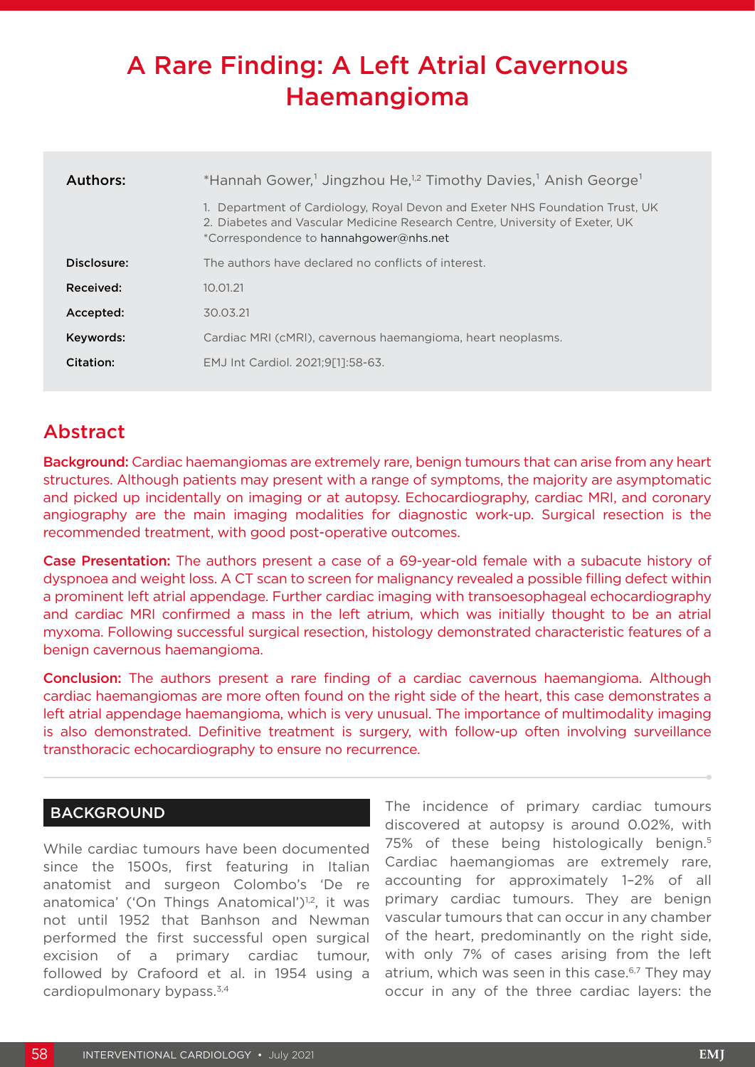# A Rare Finding: A Left Atrial Cavernous Haemangioma

| | |
|---|---|
| **Authors:** | *Hannah Gower,[1] Jingzhou He,[1,2] Timothy Davies,[1] Anish George[1] |
| | 1. Department of Cardiology, Royal Devon and Exeter NHS Foundation Trust, UK<br>2. Diabetes and Vascular Medicine Research Centre, University of Exeter, UK<br>*Correspondence to hannahgower@nhs.net |
| **Disclosure:** | The authors have declared no conflicts of interest. |
| **Received:** | 10.01.21 |
| **Accepted:** | 30.03.21 |
| **Keywords:** | Cardiac MRI (cMRI), cavernous haemangioma, heart neoplasms. |
| **Citation:** | EMJ Int Cardiol. 2021;9[1]:58-63. |

## Abstract

**Background:** Cardiac haemangiomas are extremely rare, benign tumours that can arise from any heart structures. Although patients may present with a range of symptoms, the majority are asymptomatic and picked up incidentally on imaging or at autopsy. Echocardiography, cardiac MRI, and coronary angiography are the main imaging modalities for diagnostic work-up. Surgical resection is the recommended treatment, with good post-operative outcomes.

**Case Presentation:** The authors present a case of a 69-year-old female with a subacute history of dyspnoea and weight loss. A CT scan to screen for malignancy revealed a possible filling defect within a prominent left atrial appendage. Further cardiac imaging with transoesophageal echocardiography and cardiac MRI confirmed a mass in the left atrium, which was initially thought to be an atrial myxoma. Following successful surgical resection, histology demonstrated characteristic features of a benign cavernous haemangioma.

**Conclusion:** The authors present a rare finding of a cardiac cavernous haemangioma. Although cardiac haemangiomas are more often found on the right side of the heart, this case demonstrates a left atrial appendage haemangioma, which is very unusual. The importance of multimodality imaging is also demonstrated. Definitive treatment is surgery, with follow-up often involving surveillance transthoracic echocardiography to ensure no recurrence.

## BACKGROUND

While cardiac tumours have been documented since the 1500s, first featuring in Italian anatomist and surgeon Colombo's 'De re anatomica' ('On Things Anatomical')[1,2], it was not until 1952 that Banhson and Newman performed the first successful open surgical excision of a primary cardiac tumour, followed by Crafoord et al. in 1954 using a cardiopulmonary bypass.[3,4]

The incidence of primary cardiac tumours discovered at autopsy is around 0.02%, with 75% of these being histologically benign.[5] Cardiac haemangiomas are extremely rare, accounting for approximately 1–2% of all primary cardiac tumours. They are benign vascular tumours that can occur in any chamber of the heart, predominantly on the right side, with only 7% of cases arising from the left atrium, which was seen in this case.[6,7] They may occur in any of the three cardiac layers: the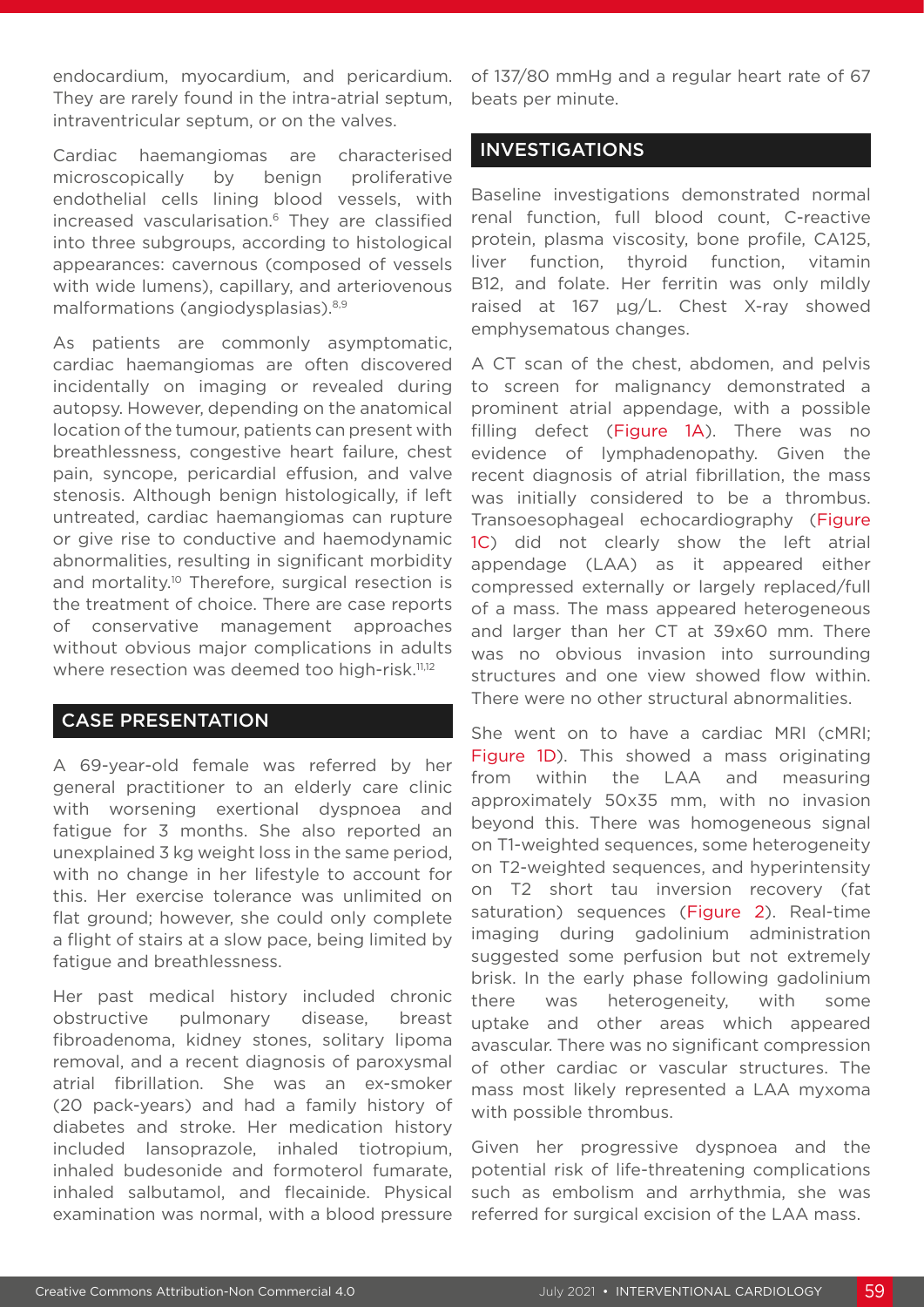endocardium, myocardium, and pericardium. They are rarely found in the intra-atrial septum, intraventricular septum, or on the valves.

Cardiac haemangiomas are characterised microscopically by benign proliferative endothelial cells lining blood vessels, with increased vascularisation.[6] They are classified into three subgroups, according to histological appearances: cavernous (composed of vessels with wide lumens), capillary, and arteriovenous malformations (angiodysplasias).[8,9]

As patients are commonly asymptomatic, cardiac haemangiomas are often discovered incidentally on imaging or revealed during autopsy. However, depending on the anatomical location of the tumour, patients can present with breathlessness, congestive heart failure, chest pain, syncope, pericardial effusion, and valve stenosis. Although benign histologically, if left untreated, cardiac haemangiomas can rupture or give rise to conductive and haemodynamic abnormalities, resulting in significant morbidity and mortality.[10] Therefore, surgical resection is the treatment of choice. There are case reports of conservative management approaches without obvious major complications in adults where resection was deemed too high-risk.[11,12]

## CASE PRESENTATION

A 69-year-old female was referred by her general practitioner to an elderly care clinic with worsening exertional dyspnoea and fatigue for 3 months. She also reported an unexplained 3 kg weight loss in the same period, with no change in her lifestyle to account for this. Her exercise tolerance was unlimited on flat ground; however, she could only complete a flight of stairs at a slow pace, being limited by fatigue and breathlessness.

Her past medical history included chronic obstructive pulmonary disease, breast fibroadenoma, kidney stones, solitary lipoma removal, and a recent diagnosis of paroxysmal atrial fibrillation. She was an ex-smoker (20 pack-years) and had a family history of diabetes and stroke. Her medication history included lansoprazole, inhaled tiotropium, inhaled budesonide and formoterol fumarate, inhaled salbutamol, and flecainide. Physical examination was normal, with a blood pressure of 137/80 mmHg and a regular heart rate of 67 beats per minute.

## INVESTIGATIONS

Baseline investigations demonstrated normal renal function, full blood count, C-reactive protein, plasma viscosity, bone profile, CA125, liver function, thyroid function, vitamin B12, and folate. Her ferritin was only mildly raised at 167 µg/L. Chest X-ray showed emphysematous changes.

A CT scan of the chest, abdomen, and pelvis to screen for malignancy demonstrated a prominent atrial appendage, with a possible filling defect (Figure 1A). There was no evidence of lymphadenopathy. Given the recent diagnosis of atrial fibrillation, the mass was initially considered to be a thrombus. Transoesophageal echocardiography (Figure 1C) did not clearly show the left atrial appendage (LAA) as it appeared either compressed externally or largely replaced/full of a mass. The mass appeared heterogeneous and larger than her CT at 39x60 mm. There was no obvious invasion into surrounding structures and one view showed flow within. There were no other structural abnormalities.

She went on to have a cardiac MRI (cMRI; Figure 1D). This showed a mass originating from within the LAA and measuring approximately 50x35 mm, with no invasion beyond this. There was homogeneous signal on T1-weighted sequences, some heterogeneity on T2-weighted sequences, and hyperintensity on T2 short tau inversion recovery (fat saturation) sequences (Figure 2). Real-time imaging during gadolinium administration suggested some perfusion but not extremely brisk. In the early phase following gadolinium there was heterogeneity, with some uptake and other areas which appeared avascular. There was no significant compression of other cardiac or vascular structures. The mass most likely represented a LAA myxoma with possible thrombus.

Given her progressive dyspnoea and the potential risk of life-threatening complications such as embolism and arrhythmia, she was referred for surgical excision of the LAA mass.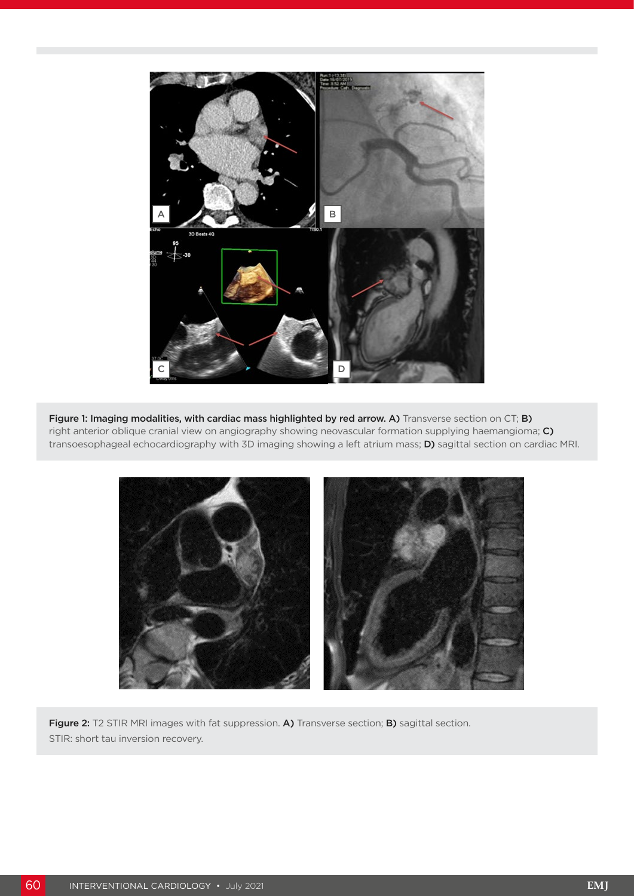**Figure 1: Imaging modalities, with cardiac mass highlighted by red arrow. A)** Transverse section on CT; **B)** right anterior oblique cranial view on angiography showing neovascular formation supplying haemangioma; **C)** transoesophageal echocardiography with 3D imaging showing a left atrium mass; **D)** sagittal section on cardiac MRI.

**Figure 2:** T2 STIR MRI images with fat suppression. **A)** Transverse section; **B)** sagittal section.

STIR: short tau inversion recovery.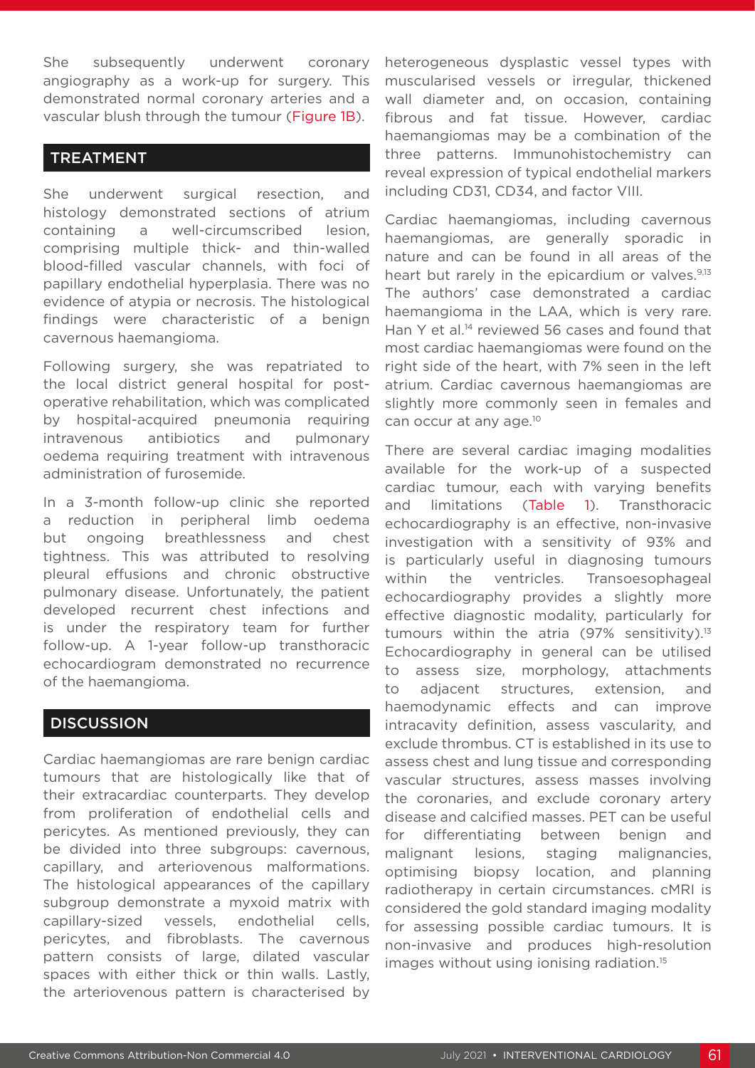She subsequently underwent coronary angiography as a work-up for surgery. This demonstrated normal coronary arteries and a vascular blush through the tumour (Figure 1B).

## TREATMENT

She underwent surgical resection, and histology demonstrated sections of atrium containing a well-circumscribed lesion, comprising multiple thick- and thin-walled blood-filled vascular channels, with foci of papillary endothelial hyperplasia. There was no evidence of atypia or necrosis. The histological findings were characteristic of a benign cavernous haemangioma.

Following surgery, she was repatriated to the local district general hospital for post-operative rehabilitation, which was complicated by hospital-acquired pneumonia requiring intravenous antibiotics and pulmonary oedema requiring treatment with intravenous administration of furosemide.

In a 3-month follow-up clinic she reported a reduction in peripheral limb oedema but ongoing breathlessness and chest tightness. This was attributed to resolving pleural effusions and chronic obstructive pulmonary disease. Unfortunately, the patient developed recurrent chest infections and is under the respiratory team for further follow-up. A 1-year follow-up transthoracic echocardiogram demonstrated no recurrence of the haemangioma.

## DISCUSSION

Cardiac haemangiomas are rare benign cardiac tumours that are histologically like that of their extracardiac counterparts. They develop from proliferation of endothelial cells and pericytes. As mentioned previously, they can be divided into three subgroups: cavernous, capillary, and arteriovenous malformations. The histological appearances of the capillary subgroup demonstrate a myxoid matrix with capillary-sized vessels, endothelial cells, pericytes, and fibroblasts. The cavernous pattern consists of large, dilated vascular spaces with either thick or thin walls. Lastly, the arteriovenous pattern is characterised by heterogeneous dysplastic vessel types with muscularised vessels or irregular, thickened wall diameter and, on occasion, containing fibrous and fat tissue. However, cardiac haemangiomas may be a combination of the three patterns. Immunohistochemistry can reveal expression of typical endothelial markers including CD31, CD34, and factor VIII.

Cardiac haemangiomas, including cavernous haemangiomas, are generally sporadic in nature and can be found in all areas of the heart but rarely in the epicardium or valves.[9,13] The authors' case demonstrated a cardiac haemangioma in the LAA, which is very rare. Han Y et al.[14] reviewed 56 cases and found that most cardiac haemangiomas were found on the right side of the heart, with 7% seen in the left atrium. Cardiac cavernous haemangiomas are slightly more commonly seen in females and can occur at any age.[10]

There are several cardiac imaging modalities available for the work-up of a suspected cardiac tumour, each with varying benefits and limitations (Table 1). Transthoracic echocardiography is an effective, non-invasive investigation with a sensitivity of 93% and is particularly useful in diagnosing tumours within the ventricles. Transoesophageal echocardiography provides a slightly more effective diagnostic modality, particularly for tumours within the atria (97% sensitivity).[13] Echocardiography in general can be utilised to assess size, morphology, attachments to adjacent structures, extension, and haemodynamic effects and can improve intracavity definition, assess vascularity, and exclude thrombus. CT is established in its use to assess chest and lung tissue and corresponding vascular structures, assess masses involving the coronaries, and exclude coronary artery disease and calcified masses. PET can be useful for differentiating between benign and malignant lesions, staging malignancies, optimising biopsy location, and planning radiotherapy in certain circumstances. cMRI is considered the gold standard imaging modality for assessing possible cardiac tumours. It is non-invasive and produces high-resolution images without using ionising radiation.[15]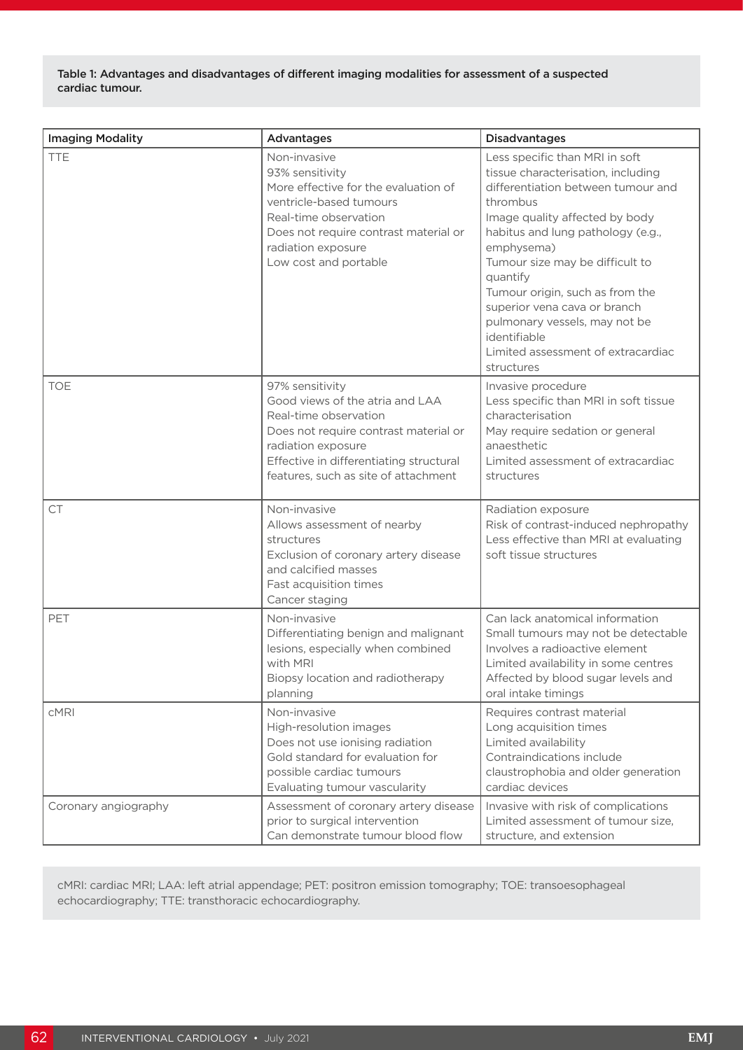**Table 1: Advantages and disadvantages of different imaging modalities for assessment of a suspected cardiac tumour.**

| Imaging Modality | Advantages | Disadvantages |
|---|---|---|
| TTE | Non-invasive<br>93% sensitivity<br>More effective for the evaluation of ventricle-based tumours<br>Real-time observation<br>Does not require contrast material or radiation exposure<br>Low cost and portable | Less specific than MRI in soft tissue characterisation, including differentiation between tumour and thrombus<br>Image quality affected by body habitus and lung pathology (e.g., emphysema)<br>Tumour size may be difficult to quantify<br>Tumour origin, such as from the superior vena cava or branch pulmonary vessels, may not be identifiable<br>Limited assessment of extracardiac structures |
| TOE | 97% sensitivity<br>Good views of the atria and LAA<br>Real-time observation<br>Does not require contrast material or radiation exposure<br>Effective in differentiating structural features, such as site of attachment | Invasive procedure<br>Less specific than MRI in soft tissue characterisation<br>May require sedation or general anaesthetic<br>Limited assessment of extracardiac structures |
| CT | Non-invasive<br>Allows assessment of nearby structures<br>Exclusion of coronary artery disease and calcified masses<br>Fast acquisition times<br>Cancer staging | Radiation exposure<br>Risk of contrast-induced nephropathy<br>Less effective than MRI at evaluating soft tissue structures |
| PET | Non-invasive<br>Differentiating benign and malignant lesions, especially when combined with MRI<br>Biopsy location and radiotherapy planning | Can lack anatomical information<br>Small tumours may not be detectable<br>Involves a radioactive element<br>Limited availability in some centres<br>Affected by blood sugar levels and oral intake timings |
| cMRI | Non-invasive<br>High-resolution images<br>Does not use ionising radiation<br>Gold standard for evaluation for possible cardiac tumours<br>Evaluating tumour vascularity | Requires contrast material<br>Long acquisition times<br>Limited availability<br>Contraindications include claustrophobia and older generation cardiac devices |
| Coronary angiography | Assessment of coronary artery disease prior to surgical intervention<br>Can demonstrate tumour blood flow | Invasive with risk of complications<br>Limited assessment of tumour size, structure, and extension |

cMRI: cardiac MRI; LAA: left atrial appendage; PET: positron emission tomography; TOE: transoesophageal echocardiography; TTE: transthoracic echocardiography.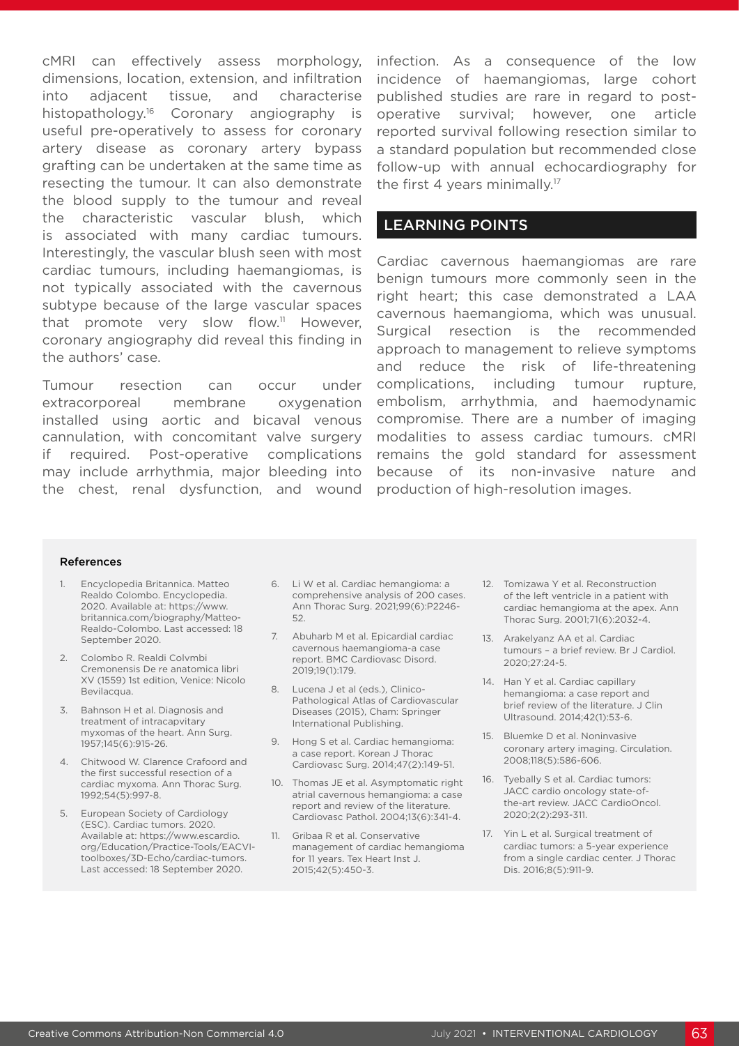cMRI can effectively assess morphology, dimensions, location, extension, and infiltration into adjacent tissue, and characterise histopathology.[16] Coronary angiography is useful pre-operatively to assess for coronary artery disease as coronary artery bypass grafting can be undertaken at the same time as resecting the tumour. It can also demonstrate the blood supply to the tumour and reveal the characteristic vascular blush, which is associated with many cardiac tumours. Interestingly, the vascular blush seen with most cardiac tumours, including haemangiomas, is not typically associated with the cavernous subtype because of the large vascular spaces that promote very slow flow.[11] However, coronary angiography did reveal this finding in the authors' case.

Tumour resection can occur under extracorporeal membrane oxygenation installed using aortic and bicaval venous cannulation, with concomitant valve surgery if required. Post-operative complications may include arrhythmia, major bleeding into the chest, renal dysfunction, and wound infection. As a consequence of the low incidence of haemangiomas, large cohort published studies are rare in regard to post-operative survival; however, one article reported survival following resection similar to a standard population but recommended close follow-up with annual echocardiography for the first 4 years minimally.[17]

## LEARNING POINTS

Cardiac cavernous haemangiomas are rare benign tumours more commonly seen in the right heart; this case demonstrated a LAA cavernous haemangioma, which was unusual. Surgical resection is the recommended approach to management to relieve symptoms and reduce the risk of life-threatening complications, including tumour rupture, embolism, arrhythmia, and haemodynamic compromise. There are a number of imaging modalities to assess cardiac tumours. cMRI remains the gold standard for assessment because of its non-invasive nature and production of high-resolution images.

### References

1. Encyclopedia Britannica. Matteo Realdo Colombo. Encyclopedia. 2020. Available at: https://www.britannica.com/biography/Matteo-Realdo-Colombo. Last accessed: 18 September 2020.
2. Colombo R. Realdi Colvmbi Cremonensis De re anatomica libri XV (1559) 1st edition, Venice: Nicolo Bevilacqua.
3. Bahnson H et al. Diagnosis and treatment of intracapvitary myxomas of the heart. Ann Surg. 1957;145(6):915-26.
4. Chitwood W. Clarence Crafoord and the first successful resection of a cardiac myxoma. Ann Thorac Surg. 1992;54(5):997-8.
5. European Society of Cardiology (ESC). Cardiac tumors. 2020. Available at: https://www.escardio.org/Education/Practice-Tools/EACVI-toolboxes/3D-Echo/cardiac-tumors. Last accessed: 18 September 2020.
6. Li W et al. Cardiac hemangioma: a comprehensive analysis of 200 cases. Ann Thorac Surg. 2021;99(6):P2246-52.
7. Abuharb M et al. Epicardial cardiac cavernous haemangioma-a case report. BMC Cardiovasc Disord. 2019;19(1):179.
8. Lucena J et al (eds.), Clinico-Pathological Atlas of Cardiovascular Diseases (2015), Cham: Springer International Publishing.
9. Hong S et al. Cardiac hemangioma: a case report. Korean J Thorac Cardiovasc Surg. 2014;47(2):149-51.
10. Thomas JE et al. Asymptomatic right atrial cavernous hemangioma: a case report and review of the literature. Cardiovasc Pathol. 2004;13(6):341-4.
11. Gribaa R et al. Conservative management of cardiac hemangioma for 11 years. Tex Heart Inst J. 2015;42(5):450-3.
12. Tomizawa Y et al. Reconstruction of the left ventricle in a patient with cardiac hemangioma at the apex. Ann Thorac Surg. 2001;71(6):2032-4.
13. Arakelyanz AA et al. Cardiac tumours – a brief review. Br J Cardiol. 2020;27:24-5.
14. Han Y et al. Cardiac capillary hemangioma: a case report and brief review of the literature. J Clin Ultrasound. 2014;42(1):53-6.
15. Bluemke D et al. Noninvasive coronary artery imaging. Circulation. 2008;118(5):586-606.
16. Tyebally S et al. Cardiac tumors: JACC cardio oncology state-of-the-art review. JACC CardioOncol. 2020;2(2):293-311.
17. Yin L et al. Surgical treatment of cardiac tumors: a 5-year experience from a single cardiac center. J Thorac Dis. 2016;8(5):911-9.